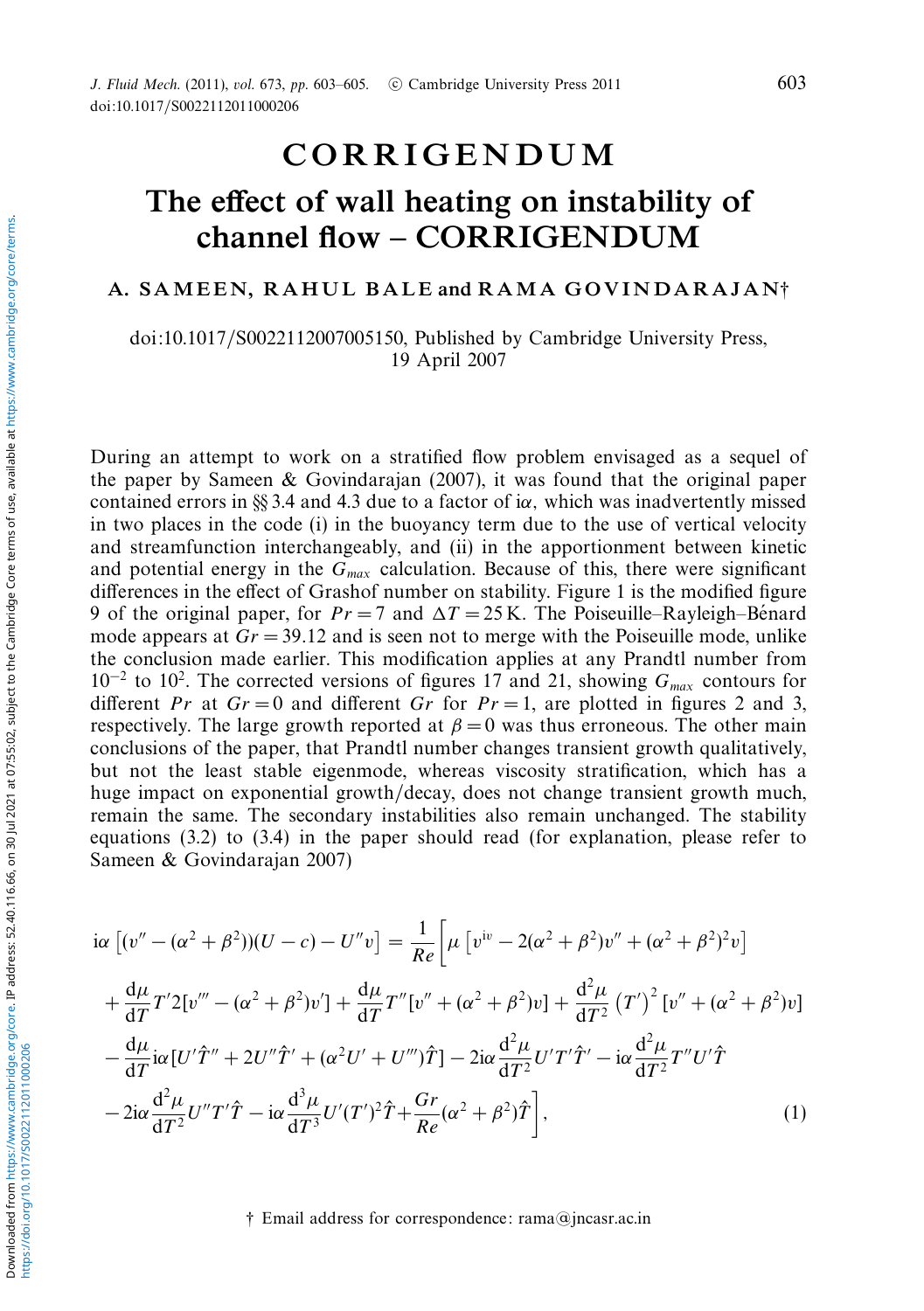# CORRIGENDUM

# The effect of wall heating on instability of channel flow – CORRIGENDUM

**A. SAMEEN, RAHUL BALE and RAMA GOVINDARAJAN†**

doi:10.1017/S0022112007005150, Published by Cambridge University Press, 19 April 2007

During an attempt to work on a stratified flow problem envisaged as a sequel of the paper by Sameen & Govindarajan (2007), it was found that the original paper contained errors in §§ 3.4 and 4.3 due to a factor of i$\alpha$, which was inadvertently missed in two places in the code (i) in the buoyancy term due to the use of vertical velocity and streamfunction interchangeably, and (ii) in the apportionment between kinetic and potential energy in the $G_{max}$ calculation. Because of this, there were significant differences in the effect of Grashof number on stability. Figure 1 is the modified figure 9 of the original paper, for $Pr = 7$ and $\Delta T = 25$ K. The Poiseuille–Rayleigh–Bénard mode appears at $Gr = 39.12$ and is seen not to merge with the Poiseuille mode, unlike the conclusion made earlier. This modification applies at any Prandtl number from $10^{-2}$ to $10^{2}$. The corrected versions of figures 17 and 21, showing $G_{max}$ contours for different $Pr$ at $Gr = 0$ and different $Gr$ for $Pr = 1$, are plotted in figures 2 and 3, respectively. The large growth reported at $\beta = 0$ was thus erroneous. The other main conclusions of the paper, that Prandtl number changes transient growth qualitatively, but not the least stable eigenmode, whereas viscosity stratification, which has a huge impact on exponential growth/decay, does not change transient growth much, remain the same. The secondary instabilities also remain unchanged. The stability equations (3.2) to (3.4) in the paper should read (for explanation, please refer to Sameen & Govindarajan 2007)

$$
\begin{aligned}
&\mathrm{i}\alpha\left[(v''-(\alpha^2+\beta^2))(U-c)-U''v\right]=\frac{1}{Re}\bigg[\mu\left[v^{\mathrm{iv}}-2(\alpha^2+\beta^2)v''+(\alpha^2+\beta^2)^2v\right]\\
&+\frac{\mathrm{d}\mu}{\mathrm{d}T}T'2[v'''-(\alpha^2+\beta^2)v']+\frac{\mathrm{d}\mu}{\mathrm{d}T}T''[v''+(\alpha^2+\beta^2)v]+\frac{\mathrm{d}^2\mu}{\mathrm{d}T^2}\left(T'\right)^2[v''+(\alpha^2+\beta^2)v]\\
&-\frac{\mathrm{d}\mu}{\mathrm{d}T}\mathrm{i}\alpha[U'\hat{T}''+2U''\hat{T}'+(\alpha^2U'+U''')\hat{T}]-2\mathrm{i}\alpha\frac{\mathrm{d}^2\mu}{\mathrm{d}T^2}U'T'\hat{T}'-\mathrm{i}\alpha\frac{\mathrm{d}^2\mu}{\mathrm{d}T^2}T''U'\hat{T}\\
&-2\mathrm{i}\alpha\frac{\mathrm{d}^2\mu}{\mathrm{d}T^2}U''T'\hat{T}-\mathrm{i}\alpha\frac{\mathrm{d}^3\mu}{\mathrm{d}T^3}U'(T')^2\hat{T}+\frac{Gr}{Re}(\alpha^2+\beta^2)\hat{T}\bigg],
\end{aligned}
\tag{1}
$$

† Email address for correspondence: rama@jncasr.ac.in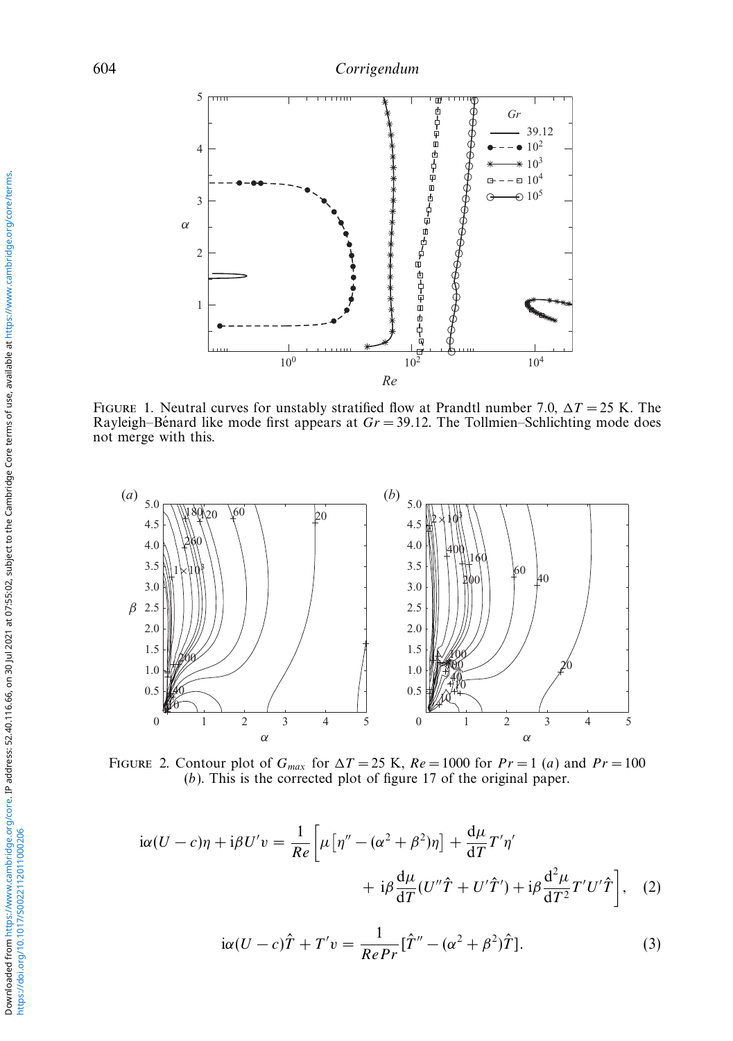FIGURE 1. Neutral curves for unstably stratified flow at Prandtl number 7.0, $\Delta T = 25$ K. The Rayleigh–Bénard like mode first appears at $Gr = 39.12$. The Tollmien–Schlichting mode does not merge with this.

FIGURE 2. Contour plot of $G_{max}$ for $\Delta T = 25$ K, $Re = 1000$ for $Pr = 1$ (*a*) and $Pr = 100$ (*b*). This is the corrected plot of figure 17 of the original paper.

$$
\mathrm{i}\alpha(U - c)\eta + \mathrm{i}\beta U' v = \frac{1}{Re}\left[\mu\left[\eta'' - (\alpha^2 + \beta^2)\eta\right] + \frac{\mathrm{d}\mu}{\mathrm{d}T}T'\eta' + \mathrm{i}\beta\frac{\mathrm{d}\mu}{\mathrm{d}T}(U''\hat{T} + U'\hat{T}') + \mathrm{i}\beta\frac{\mathrm{d}^2\mu}{\mathrm{d}T^2}T'U'\hat{T}\right], \quad (2)
$$

$$
\mathrm{i}\alpha(U - c)\hat{T} + T' v = \frac{1}{Re\,Pr}[\hat{T}'' - (\alpha^2 + \beta^2)\hat{T}]. \quad (3)
$$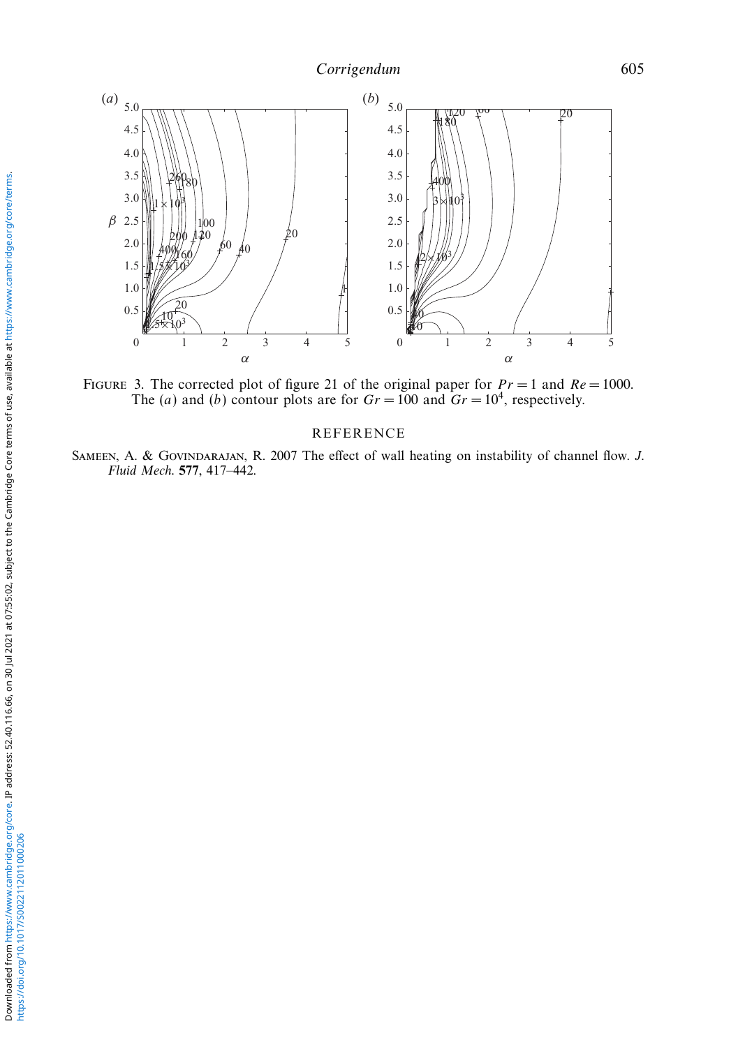(a)

5.0
4.5
4.0
3.5
3.0
$\beta$ 2.5
2.0
1.5
1.0
0.5

0 1 2 3 4 5

$\alpha$

260
180
$1\times10^3$
100
200
120
400
60
40
20
160
$1.5\times10^3$
20
10
$5\times10^3$
1

(b)

5.0
4.5
4.0
3.5
3.0
2.5
2.0
1.5
1.0
0.5

0 1 2 3 4 5

$\alpha$

120
180
60
20
400
$3\times10^3$
$12\times10^3$
40
10

FIGURE 3. The corrected plot of figure 21 of the original paper for $Pr = 1$ and $Re = 1000$. The (*a*) and (*b*) contour plots are for $Gr = 100$ and $Gr = 10^4$, respectively.

## REFERENCE

SAMEEN, A. & GOVINDARAJAN, R. 2007 The effect of wall heating on instability of channel flow. *J. Fluid Mech.* **577**, 417–442.